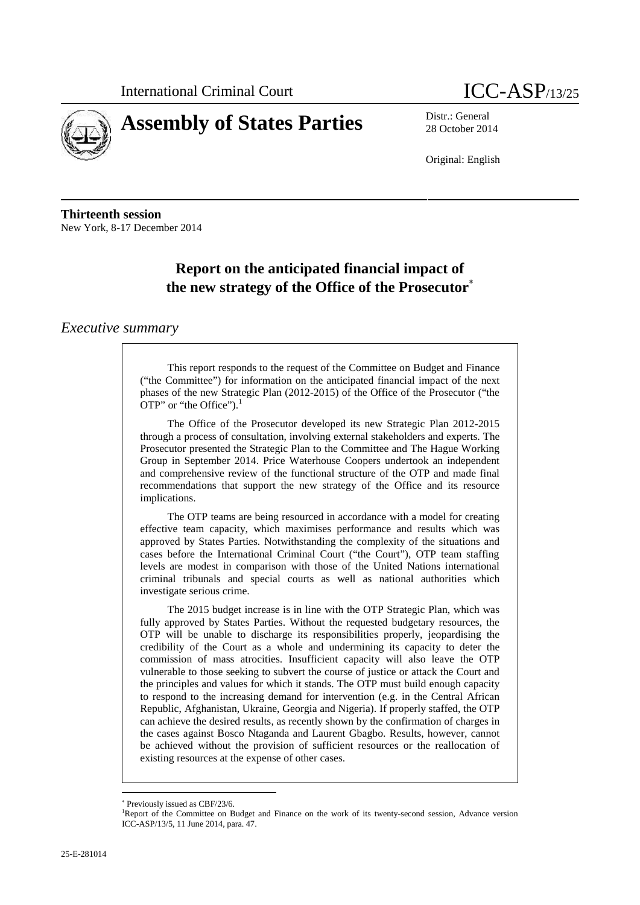International Criminal Court

ICC-ASP/13/25

# Assembly of States Parties

Distr.: General
28 October 2014

Original: English

**Thirteenth session**
New York, 8-17 December 2014

## Report on the anticipated financial impact of the new strategy of the Office of the Prosecutor*

### *Executive summary*

This report responds to the request of the Committee on Budget and Finance ("the Committee") for information on the anticipated financial impact of the next phases of the new Strategic Plan (2012-2015) of the Office of the Prosecutor ("the OTP" or "the Office").[1]

The Office of the Prosecutor developed its new Strategic Plan 2012-2015 through a process of consultation, involving external stakeholders and experts. The Prosecutor presented the Strategic Plan to the Committee and The Hague Working Group in September 2014. Price Waterhouse Coopers undertook an independent and comprehensive review of the functional structure of the OTP and made final recommendations that support the new strategy of the Office and its resource implications.

The OTP teams are being resourced in accordance with a model for creating effective team capacity, which maximises performance and results which was approved by States Parties. Notwithstanding the complexity of the situations and cases before the International Criminal Court ("the Court"), OTP team staffing levels are modest in comparison with those of the United Nations international criminal tribunals and special courts as well as national authorities which investigate serious crime.

The 2015 budget increase is in line with the OTP Strategic Plan, which was fully approved by States Parties. Without the requested budgetary resources, the OTP will be unable to discharge its responsibilities properly, jeopardising the credibility of the Court as a whole and undermining its capacity to deter the commission of mass atrocities. Insufficient capacity will also leave the OTP vulnerable to those seeking to subvert the course of justice or attack the Court and the principles and values for which it stands. The OTP must build enough capacity to respond to the increasing demand for intervention (e.g. in the Central African Republic, Afghanistan, Ukraine, Georgia and Nigeria). If properly staffed, the OTP can achieve the desired results, as recently shown by the confirmation of charges in the cases against Bosco Ntaganda and Laurent Gbagbo. Results, however, cannot be achieved without the provision of sufficient resources or the reallocation of existing resources at the expense of other cases.

---

\* Previously issued as CBF/23/6.

[1] Report of the Committee on Budget and Finance on the work of its twenty-second session, Advance version ICC-ASP/13/5, 11 June 2014, para. 47.

25-E-281014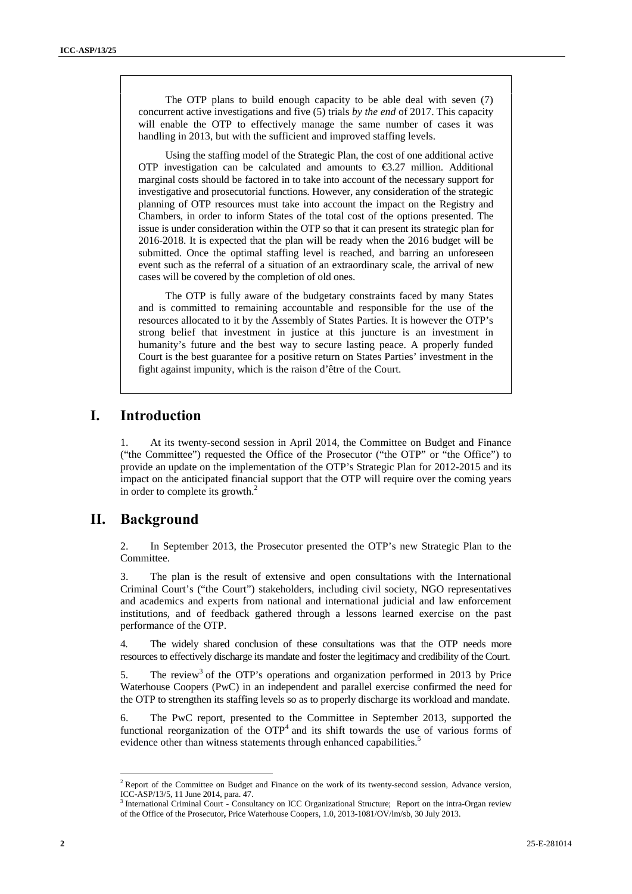The OTP plans to build enough capacity to be able deal with seven (7) concurrent active investigations and five (5) trials *by the end* of 2017. This capacity will enable the OTP to effectively manage the same number of cases it was handling in 2013, but with the sufficient and improved staffing levels.

Using the staffing model of the Strategic Plan, the cost of one additional active OTP investigation can be calculated and amounts to €3.27 million. Additional marginal costs should be factored in to take into account of the necessary support for investigative and prosecutorial functions. However, any consideration of the strategic planning of OTP resources must take into account the impact on the Registry and Chambers, in order to inform States of the total cost of the options presented. The issue is under consideration within the OTP so that it can present its strategic plan for 2016-2018. It is expected that the plan will be ready when the 2016 budget will be submitted. Once the optimal staffing level is reached, and barring an unforeseen event such as the referral of a situation of an extraordinary scale, the arrival of new cases will be covered by the completion of old ones.

The OTP is fully aware of the budgetary constraints faced by many States and is committed to remaining accountable and responsible for the use of the resources allocated to it by the Assembly of States Parties. It is however the OTP's strong belief that investment in justice at this juncture is an investment in humanity's future and the best way to secure lasting peace. A properly funded Court is the best guarantee for a positive return on States Parties' investment in the fight against impunity, which is the raison d'être of the Court.

# I. Introduction

1. At its twenty-second session in April 2014, the Committee on Budget and Finance ("the Committee") requested the Office of the Prosecutor ("the OTP" or "the Office") to provide an update on the implementation of the OTP's Strategic Plan for 2012-2015 and its impact on the anticipated financial support that the OTP will require over the coming years in order to complete its growth.[2]

# II. Background

2. In September 2013, the Prosecutor presented the OTP's new Strategic Plan to the Committee.

3. The plan is the result of extensive and open consultations with the International Criminal Court's ("the Court") stakeholders, including civil society, NGO representatives and academics and experts from national and international judicial and law enforcement institutions, and of feedback gathered through a lessons learned exercise on the past performance of the OTP.

4. The widely shared conclusion of these consultations was that the OTP needs more resources to effectively discharge its mandate and foster the legitimacy and credibility of the Court.

5. The review[3] of the OTP's operations and organization performed in 2013 by Price Waterhouse Coopers (PwC) in an independent and parallel exercise confirmed the need for the OTP to strengthen its staffing levels so as to properly discharge its workload and mandate.

6. The PwC report, presented to the Committee in September 2013, supported the functional reorganization of the OTP[4] and its shift towards the use of various forms of evidence other than witness statements through enhanced capabilities.[5]

---

[2] Report of the Committee on Budget and Finance on the work of its twenty-second session, Advance version, ICC-ASP/13/5, 11 June 2014, para. 47.

[3] International Criminal Court - Consultancy on ICC Organizational Structure; Report on the intra-Organ review of the Office of the Prosecutor**,** Price Waterhouse Coopers, 1.0, 2013-1081/OV/lm/sb, 30 July 2013.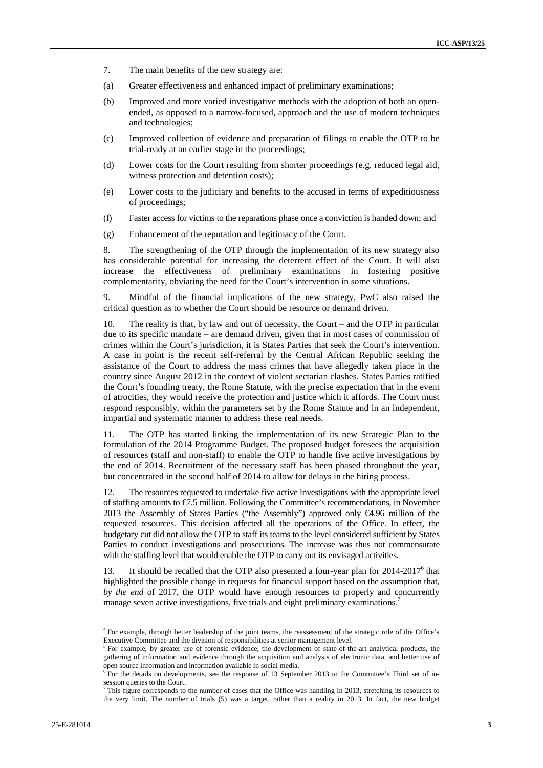7. The main benefits of the new strategy are:

(a) Greater effectiveness and enhanced impact of preliminary examinations;

(b) Improved and more varied investigative methods with the adoption of both an open-ended, as opposed to a narrow-focused, approach and the use of modern techniques and technologies;

(c) Improved collection of evidence and preparation of filings to enable the OTP to be trial-ready at an earlier stage in the proceedings;

(d) Lower costs for the Court resulting from shorter proceedings (e.g. reduced legal aid, witness protection and detention costs);

(e) Lower costs to the judiciary and benefits to the accused in terms of expeditiousness of proceedings;

(f) Faster access for victims to the reparations phase once a conviction is handed down; and

(g) Enhancement of the reputation and legitimacy of the Court.

8. The strengthening of the OTP through the implementation of its new strategy also has considerable potential for increasing the deterrent effect of the Court. It will also increase the effectiveness of preliminary examinations in fostering positive complementarity, obviating the need for the Court's intervention in some situations.

9. Mindful of the financial implications of the new strategy, PwC also raised the critical question as to whether the Court should be resource or demand driven.

10. The reality is that, by law and out of necessity, the Court – and the OTP in particular due to its specific mandate – are demand driven, given that in most cases of commission of crimes within the Court's jurisdiction, it is States Parties that seek the Court's intervention. A case in point is the recent self-referral by the Central African Republic seeking the assistance of the Court to address the mass crimes that have allegedly taken place in the country since August 2012 in the context of violent sectarian clashes. States Parties ratified the Court's founding treaty, the Rome Statute, with the precise expectation that in the event of atrocities, they would receive the protection and justice which it affords. The Court must respond responsibly, within the parameters set by the Rome Statute and in an independent, impartial and systematic manner to address these real needs.

11. The OTP has started linking the implementation of its new Strategic Plan to the formulation of the 2014 Programme Budget. The proposed budget foresees the acquisition of resources (staff and non-staff) to enable the OTP to handle five active investigations by the end of 2014. Recruitment of the necessary staff has been phased throughout the year, but concentrated in the second half of 2014 to allow for delays in the hiring process.

12. The resources requested to undertake five active investigations with the appropriate level of staffing amounts to €7.5 million. Following the Committee's recommendations, in November 2013 the Assembly of States Parties ("the Assembly") approved only €4.96 million of the requested resources. This decision affected all the operations of the Office. In effect, the budgetary cut did not allow the OTP to staff its teams to the level considered sufficient by States Parties to conduct investigations and prosecutions. The increase was thus not commensurate with the staffing level that would enable the OTP to carry out its envisaged activities.

13. It should be recalled that the OTP also presented a four-year plan for 2014-2017[6] that highlighted the possible change in requests for financial support based on the assumption that, *by the end* of 2017, the OTP would have enough resources to properly and concurrently manage seven active investigations, five trials and eight preliminary examinations.[7]

---

[4] For example, through better leadership of the joint teams, the reassessment of the strategic role of the Office's Executive Committee and the division of responsibilities at senior management level.

[5] For example, by greater use of forensic evidence, the development of state-of-the-art analytical products, the gathering of information and evidence through the acquisition and analysis of electronic data, and better use of open source information and information available in social media.

[6] For the details on developments, see the response of 13 September 2013 to the Committee's Third set of in-session queries to the Court.

[7] This figure corresponds to the number of cases that the Office was handling in 2013, stretching its resources to the very limit. The number of trials (5) was a target, rather than a reality in 2013. In fact, the new budget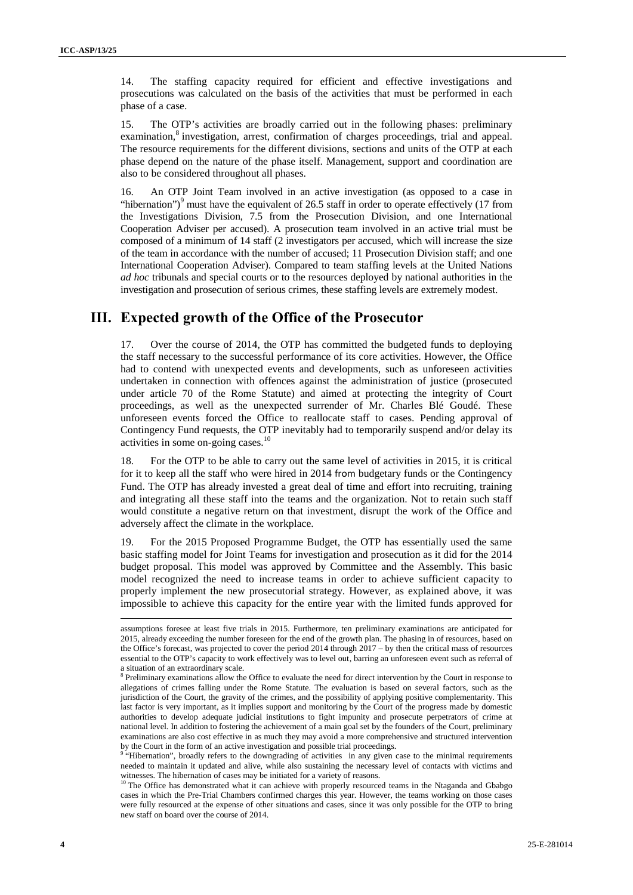14. The staffing capacity required for efficient and effective investigations and prosecutions was calculated on the basis of the activities that must be performed in each phase of a case.

15. The OTP's activities are broadly carried out in the following phases: preliminary examination,[8] investigation, arrest, confirmation of charges proceedings, trial and appeal. The resource requirements for the different divisions, sections and units of the OTP at each phase depend on the nature of the phase itself. Management, support and coordination are also to be considered throughout all phases.

16. An OTP Joint Team involved in an active investigation (as opposed to a case in "hibernation")[9] must have the equivalent of 26.5 staff in order to operate effectively (17 from the Investigations Division, 7.5 from the Prosecution Division, and one International Cooperation Adviser per accused). A prosecution team involved in an active trial must be composed of a minimum of 14 staff (2 investigators per accused, which will increase the size of the team in accordance with the number of accused; 11 Prosecution Division staff; and one International Cooperation Adviser). Compared to team staffing levels at the United Nations *ad hoc* tribunals and special courts or to the resources deployed by national authorities in the investigation and prosecution of serious crimes, these staffing levels are extremely modest.

# III. Expected growth of the Office of the Prosecutor

17. Over the course of 2014, the OTP has committed the budgeted funds to deploying the staff necessary to the successful performance of its core activities. However, the Office had to contend with unexpected events and developments, such as unforeseen activities undertaken in connection with offences against the administration of justice (prosecuted under article 70 of the Rome Statute) and aimed at protecting the integrity of Court proceedings, as well as the unexpected surrender of Mr. Charles Blé Goudé. These unforeseen events forced the Office to reallocate staff to cases. Pending approval of Contingency Fund requests, the OTP inevitably had to temporarily suspend and/or delay its activities in some on-going cases.[10]

18. For the OTP to be able to carry out the same level of activities in 2015, it is critical for it to keep all the staff who were hired in 2014 from budgetary funds or the Contingency Fund. The OTP has already invested a great deal of time and effort into recruiting, training and integrating all these staff into the teams and the organization. Not to retain such staff would constitute a negative return on that investment, disrupt the work of the Office and adversely affect the climate in the workplace.

19. For the 2015 Proposed Programme Budget, the OTP has essentially used the same basic staffing model for Joint Teams for investigation and prosecution as it did for the 2014 budget proposal. This model was approved by Committee and the Assembly. This basic model recognized the need to increase teams in order to achieve sufficient capacity to properly implement the new prosecutorial strategy. However, as explained above, it was impossible to achieve this capacity for the entire year with the limited funds approved for

---

assumptions foresee at least five trials in 2015. Furthermore, ten preliminary examinations are anticipated for 2015, already exceeding the number foreseen for the end of the growth plan. The phasing in of resources, based on the Office's forecast, was projected to cover the period 2014 through 2017 – by then the critical mass of resources essential to the OTP's capacity to work effectively was to level out, barring an unforeseen event such as referral of a situation of an extraordinary scale.

[8] Preliminary examinations allow the Office to evaluate the need for direct intervention by the Court in response to allegations of crimes falling under the Rome Statute. The evaluation is based on several factors, such as the jurisdiction of the Court, the gravity of the crimes, and the possibility of applying positive complementarity. This last factor is very important, as it implies support and monitoring by the Court of the progress made by domestic authorities to develop adequate judicial institutions to fight impunity and prosecute perpetrators of crime at national level. In addition to fostering the achievement of a main goal set by the founders of the Court, preliminary examinations are also cost effective in as much they may avoid a more comprehensive and structured intervention by the Court in the form of an active investigation and possible trial proceedings.

[9] "Hibernation", broadly refers to the downgrading of activities in any given case to the minimal requirements needed to maintain it updated and alive, while also sustaining the necessary level of contacts with victims and witnesses. The hibernation of cases may be initiated for a variety of reasons.

[10] The Office has demonstrated what it can achieve with properly resourced teams in the Ntaganda and Gbabgo cases in which the Pre-Trial Chambers confirmed charges this year. However, the teams working on those cases were fully resourced at the expense of other situations and cases, since it was only possible for the OTP to bring new staff on board over the course of 2014.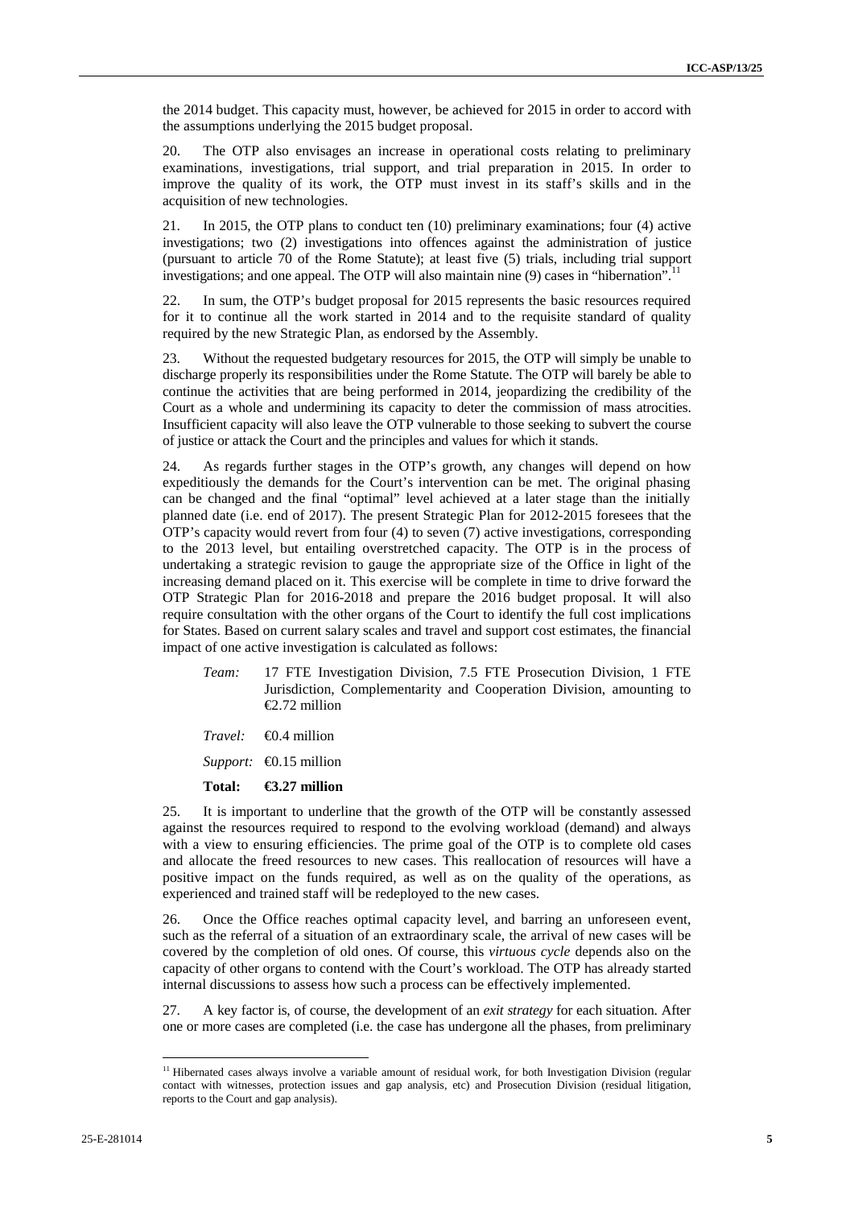the 2014 budget. This capacity must, however, be achieved for 2015 in order to accord with the assumptions underlying the 2015 budget proposal.

20. The OTP also envisages an increase in operational costs relating to preliminary examinations, investigations, trial support, and trial preparation in 2015. In order to improve the quality of its work, the OTP must invest in its staff's skills and in the acquisition of new technologies.

21. In 2015, the OTP plans to conduct ten (10) preliminary examinations; four (4) active investigations; two (2) investigations into offences against the administration of justice (pursuant to article 70 of the Rome Statute); at least five (5) trials, including trial support investigations; and one appeal. The OTP will also maintain nine (9) cases in "hibernation".[11]

22. In sum, the OTP's budget proposal for 2015 represents the basic resources required for it to continue all the work started in 2014 and to the requisite standard of quality required by the new Strategic Plan, as endorsed by the Assembly.

23. Without the requested budgetary resources for 2015, the OTP will simply be unable to discharge properly its responsibilities under the Rome Statute. The OTP will barely be able to continue the activities that are being performed in 2014, jeopardizing the credibility of the Court as a whole and undermining its capacity to deter the commission of mass atrocities. Insufficient capacity will also leave the OTP vulnerable to those seeking to subvert the course of justice or attack the Court and the principles and values for which it stands.

24. As regards further stages in the OTP's growth, any changes will depend on how expeditiously the demands for the Court's intervention can be met. The original phasing can be changed and the final "optimal" level achieved at a later stage than the initially planned date (i.e. end of 2017). The present Strategic Plan for 2012-2015 foresees that the OTP's capacity would revert from four (4) to seven (7) active investigations, corresponding to the 2013 level, but entailing overstretched capacity. The OTP is in the process of undertaking a strategic revision to gauge the appropriate size of the Office in light of the increasing demand placed on it. This exercise will be complete in time to drive forward the OTP Strategic Plan for 2016-2018 and prepare the 2016 budget proposal. It will also require consultation with the other organs of the Court to identify the full cost implications for States. Based on current salary scales and travel and support cost estimates, the financial impact of one active investigation is calculated as follows:

*Team:* 17 FTE Investigation Division, 7.5 FTE Prosecution Division, 1 FTE Jurisdiction, Complementarity and Cooperation Division, amounting to €2.72 million

*Travel:* €0.4 million

*Support:* €0.15 million

**Total: €3.27 million**

25. It is important to underline that the growth of the OTP will be constantly assessed against the resources required to respond to the evolving workload (demand) and always with a view to ensuring efficiencies. The prime goal of the OTP is to complete old cases and allocate the freed resources to new cases. This reallocation of resources will have a positive impact on the funds required, as well as on the quality of the operations, as experienced and trained staff will be redeployed to the new cases.

26. Once the Office reaches optimal capacity level, and barring an unforeseen event, such as the referral of a situation of an extraordinary scale, the arrival of new cases will be covered by the completion of old ones. Of course, this *virtuous cycle* depends also on the capacity of other organs to contend with the Court's workload. The OTP has already started internal discussions to assess how such a process can be effectively implemented.

27. A key factor is, of course, the development of an *exit strategy* for each situation. After one or more cases are completed (i.e. the case has undergone all the phases, from preliminary

[11] Hibernated cases always involve a variable amount of residual work, for both Investigation Division (regular contact with witnesses, protection issues and gap analysis, etc) and Prosecution Division (residual litigation, reports to the Court and gap analysis).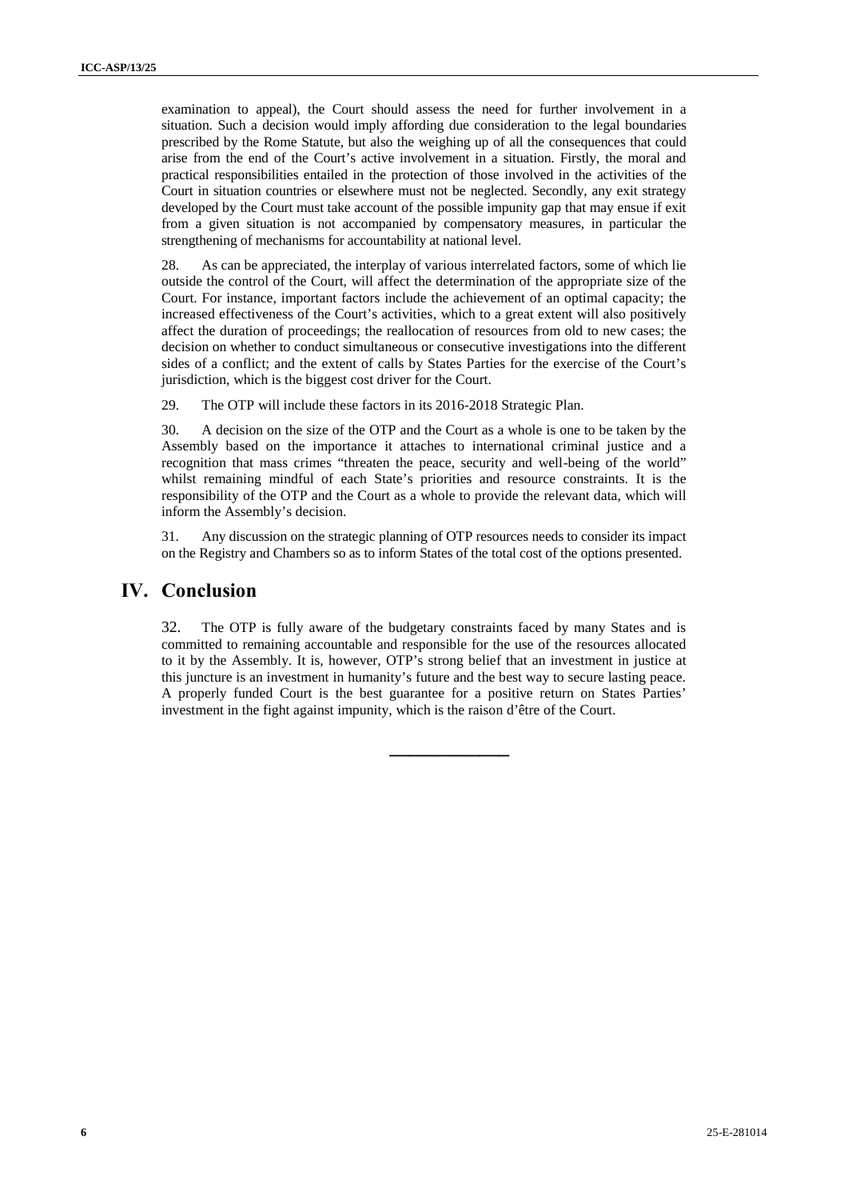examination to appeal), the Court should assess the need for further involvement in a situation. Such a decision would imply affording due consideration to the legal boundaries prescribed by the Rome Statute, but also the weighing up of all the consequences that could arise from the end of the Court's active involvement in a situation. Firstly, the moral and practical responsibilities entailed in the protection of those involved in the activities of the Court in situation countries or elsewhere must not be neglected. Secondly, any exit strategy developed by the Court must take account of the possible impunity gap that may ensue if exit from a given situation is not accompanied by compensatory measures, in particular the strengthening of mechanisms for accountability at national level.

28. As can be appreciated, the interplay of various interrelated factors, some of which lie outside the control of the Court, will affect the determination of the appropriate size of the Court. For instance, important factors include the achievement of an optimal capacity; the increased effectiveness of the Court's activities, which to a great extent will also positively affect the duration of proceedings; the reallocation of resources from old to new cases; the decision on whether to conduct simultaneous or consecutive investigations into the different sides of a conflict; and the extent of calls by States Parties for the exercise of the Court's jurisdiction, which is the biggest cost driver for the Court.

29. The OTP will include these factors in its 2016-2018 Strategic Plan.

30. A decision on the size of the OTP and the Court as a whole is one to be taken by the Assembly based on the importance it attaches to international criminal justice and a recognition that mass crimes "threaten the peace, security and well-being of the world" whilst remaining mindful of each State's priorities and resource constraints. It is the responsibility of the OTP and the Court as a whole to provide the relevant data, which will inform the Assembly's decision.

31. Any discussion on the strategic planning of OTP resources needs to consider its impact on the Registry and Chambers so as to inform States of the total cost of the options presented.

# IV. Conclusion

32. The OTP is fully aware of the budgetary constraints faced by many States and is committed to remaining accountable and responsible for the use of the resources allocated to it by the Assembly. It is, however, OTP's strong belief that an investment in justice at this juncture is an investment in humanity's future and the best way to secure lasting peace. A properly funded Court is the best guarantee for a positive return on States Parties' investment in the fight against impunity, which is the raison d'être of the Court.

____________